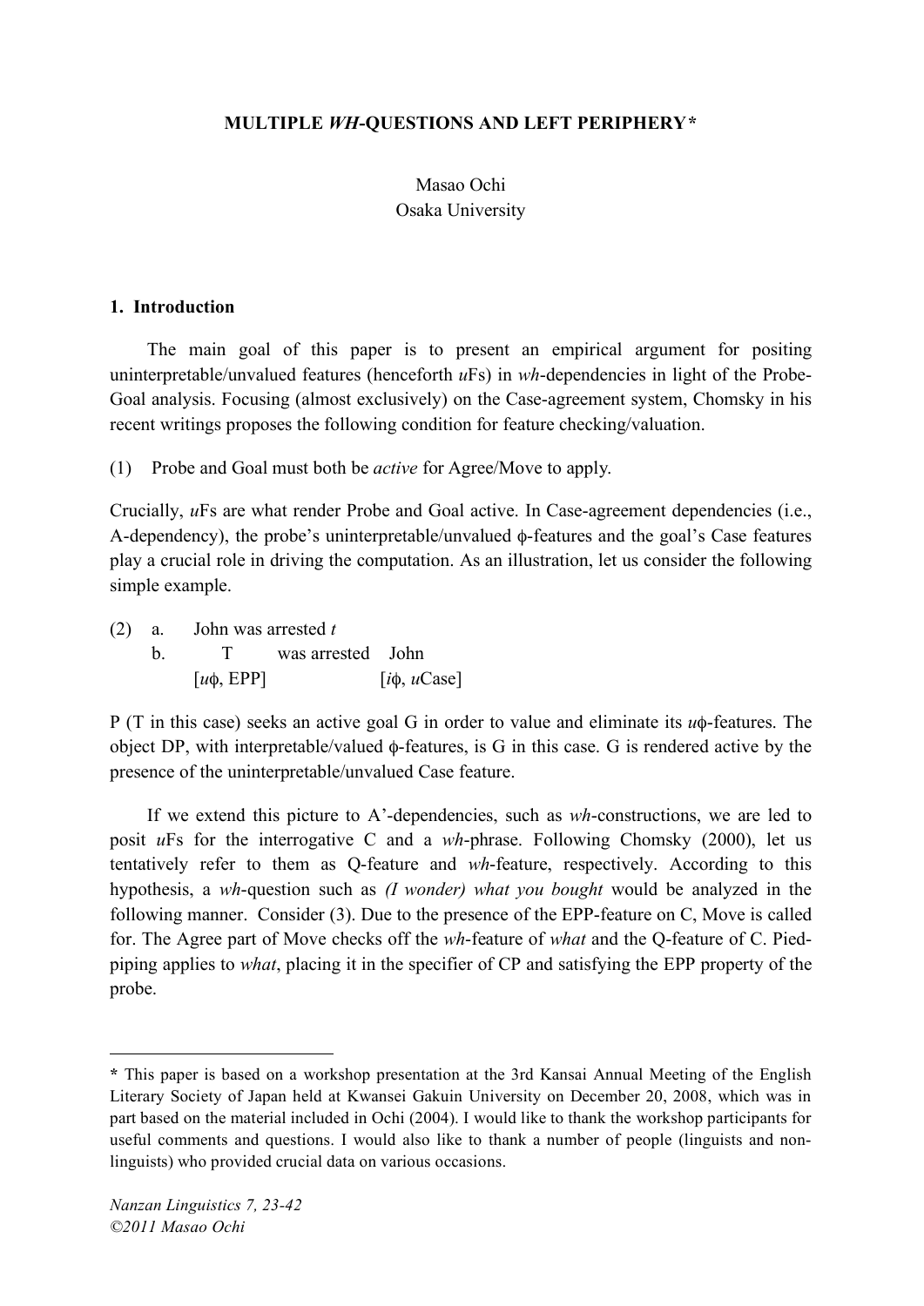# MULTIPLE *WH*-QUESTIONS AND LEFT PERIPHERY*

Masao Ochi
Osaka University

## 1. Introduction

The main goal of this paper is to present an empirical argument for positing uninterpretable/unvalued features (henceforth *u*Fs) in *wh*-dependencies in light of the Probe-Goal analysis. Focusing (almost exclusively) on the Case-agreement system, Chomsky in his recent writings proposes the following condition for feature checking/valuation.

(1) Probe and Goal must both be *active* for Agree/Move to apply.

Crucially, *u*Fs are what render Probe and Goal active. In Case-agreement dependencies (i.e., A-dependency), the probe's uninterpretable/unvalued ϕ-features and the goal's Case features play a crucial role in driving the computation. As an illustration, let us consider the following simple example.

(2) a. John was arrested *t*
    b. T [*u*ϕ, EPP] was arrested John [*i*ϕ, *u*Case]

P (T in this case) seeks an active goal G in order to value and eliminate its *u*ϕ-features. The object DP, with interpretable/valued ϕ-features, is G in this case. G is rendered active by the presence of the uninterpretable/unvalued Case feature.

If we extend this picture to A'-dependencies, such as *wh*-constructions, we are led to posit *u*Fs for the interrogative C and a *wh*-phrase. Following Chomsky (2000), let us tentatively refer to them as Q-feature and *wh*-feature, respectively. According to this hypothesis, a *wh*-question such as *(I wonder) what you bought* would be analyzed in the following manner. Consider (3). Due to the presence of the EPP-feature on C, Move is called for. The Agree part of Move checks off the *wh*-feature of *what* and the Q-feature of C. Pied-piping applies to *what*, placing it in the specifier of CP and satisfying the EPP property of the probe.

---

**\*** This paper is based on a workshop presentation at the 3rd Kansai Annual Meeting of the English Literary Society of Japan held at Kwansei Gakuin University on December 20, 2008, which was in part based on the material included in Ochi (2004). I would like to thank the workshop participants for useful comments and questions. I would also like to thank a number of people (linguists and non-linguists) who provided crucial data on various occasions.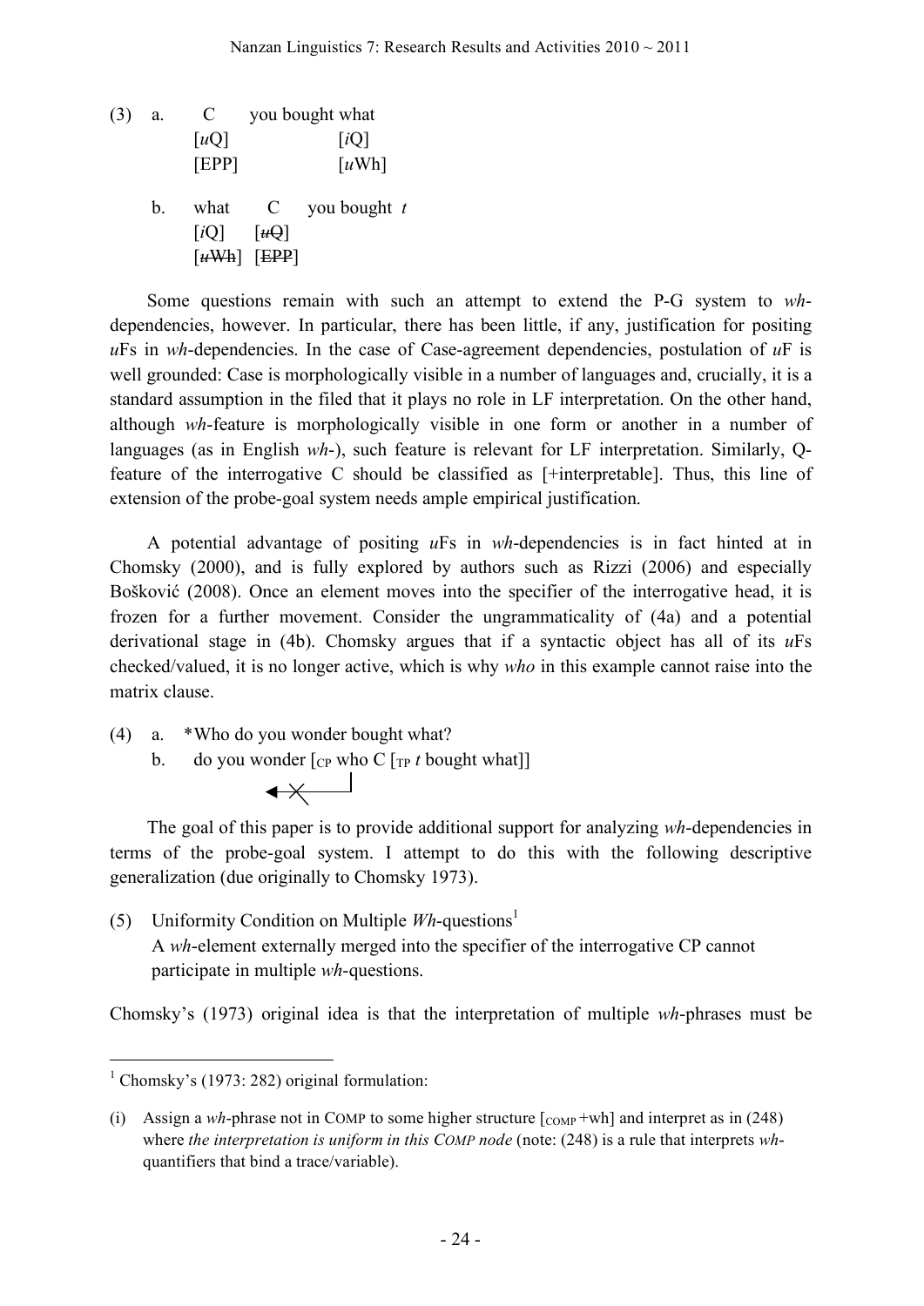(3) a. C you bought what
[*u*Q] [*i*Q]
[EPP] [*u*Wh]

b. what C you bought *t*
[*i*Q] [~~*u*Q~~]
[~~*u*Wh~~] [~~EPP~~]

Some questions remain with such an attempt to extend the P-G system to *wh*-dependencies, however. In particular, there has been little, if any, justification for positing *u*Fs in *wh*-dependencies. In the case of Case-agreement dependencies, postulation of *u*F is well grounded: Case is morphologically visible in a number of languages and, crucially, it is a standard assumption in the filed that it plays no role in LF interpretation. On the other hand, although *wh*-feature is morphologically visible in one form or another in a number of languages (as in English *wh*-), such feature is relevant for LF interpretation. Similarly, Q-feature of the interrogative C should be classified as [+interpretable]. Thus, this line of extension of the probe-goal system needs ample empirical justification.

A potential advantage of positing *u*Fs in *wh*-dependencies is in fact hinted at in Chomsky (2000), and is fully explored by authors such as Rizzi (2006) and especially Bošković (2008). Once an element moves into the specifier of the interrogative head, it is frozen for a further movement. Consider the ungrammaticality of (4a) and a potential derivational stage in (4b). Chomsky argues that if a syntactic object has all of its *u*Fs checked/valued, it is no longer active, which is why *who* in this example cannot raise into the matrix clause.

(4) a. \*Who do you wonder bought what?

b. do you wonder [$_{CP}$ who C [$_{TP}$ *t* bought what]]

The goal of this paper is to provide additional support for analyzing *wh*-dependencies in terms of the probe-goal system. I attempt to do this with the following descriptive generalization (due originally to Chomsky 1973).

(5) Uniformity Condition on Multiple *Wh*-questions[1]
A *wh*-element externally merged into the specifier of the interrogative CP cannot participate in multiple *wh*-questions.

Chomsky's (1973) original idea is that the interpretation of multiple *wh*-phrases must be

---

[1] Chomsky's (1973: 282) original formulation:

(i) Assign a *wh*-phrase not in COMP to some higher structure [$_{COMP}$ +wh] and interpret as in (248) where *the interpretation is uniform in this COMP node* (note: (248) is a rule that interprets *wh*-quantifiers that bind a trace/variable).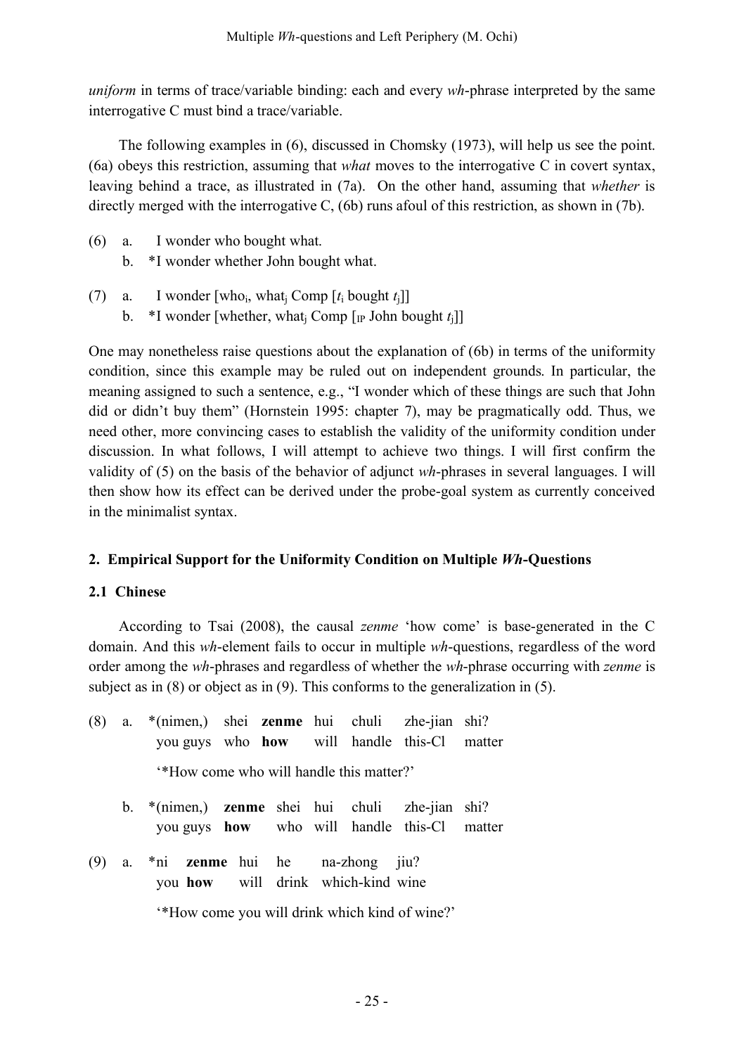*uniform* in terms of trace/variable binding: each and every *wh*-phrase interpreted by the same interrogative C must bind a trace/variable.

The following examples in (6), discussed in Chomsky (1973), will help us see the point. (6a) obeys this restriction, assuming that *what* moves to the interrogative C in covert syntax, leaving behind a trace, as illustrated in (7a). On the other hand, assuming that *whether* is directly merged with the interrogative C, (6b) runs afoul of this restriction, as shown in (7b).

(6) a. I wonder who bought what.
    b. *I wonder whether John bought what.

(7) a. I wonder [who$_i$, what$_j$ Comp [$t_i$ bought $t_j$]]
    b. *I wonder [whether, what$_j$ Comp [$_{IP}$ John bought $t_j$]]

One may nonetheless raise questions about the explanation of (6b) in terms of the uniformity condition, since this example may be ruled out on independent grounds. In particular, the meaning assigned to such a sentence, e.g., "I wonder which of these things are such that John did or didn't buy them" (Hornstein 1995: chapter 7), may be pragmatically odd. Thus, we need other, more convincing cases to establish the validity of the uniformity condition under discussion. In what follows, I will attempt to achieve two things. I will first confirm the validity of (5) on the basis of the behavior of adjunct *wh*-phrases in several languages. I will then show how its effect can be derived under the probe-goal system as currently conceived in the minimalist syntax.

## 2. Empirical Support for the Uniformity Condition on Multiple *Wh*-Questions

### 2.1 Chinese

According to Tsai (2008), the causal *zenme* 'how come' is base-generated in the C domain. And this *wh*-element fails to occur in multiple *wh*-questions, regardless of the word order among the *wh*-phrases and regardless of whether the *wh*-phrase occurring with *zenme* is subject as in (8) or object as in (9). This conforms to the generalization in (5).

(8) a. *(nimen,) shei **zenme** hui chuli zhe-jian shi?
       you guys who **how** will handle this-Cl matter
       '*How come who will handle this matter?'

    b. *(nimen,) **zenme** shei hui chuli zhe-jian shi?
       you guys **how** who will handle this-Cl matter

(9) a. *ni **zenme** hui he na-zhong jiu?
       you **how** will drink which-kind wine
       '*How come you will drink which kind of wine?'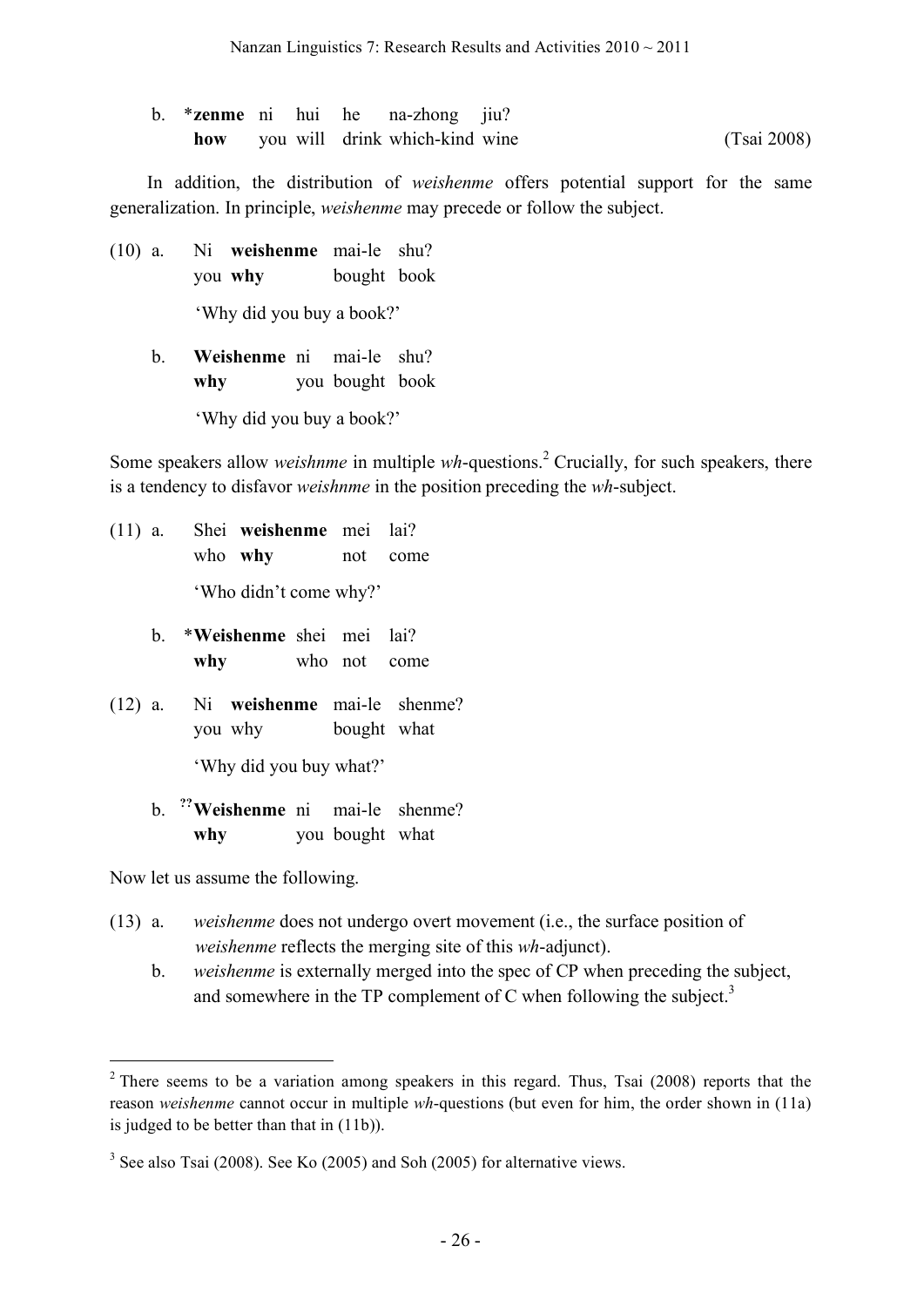b. \***zenme** ni hui he na-zhong jiu?
&nbsp;&nbsp;&nbsp;&nbsp;**how** you will drink which-kind wine (Tsai 2008)

In addition, the distribution of *weishenme* offers potential support for the same generalization. In principle, *weishenme* may precede or follow the subject.

(10) a. Ni **weishenme** mai-le shu?
&nbsp;&nbsp;&nbsp;&nbsp;you **why** bought book
&nbsp;&nbsp;&nbsp;&nbsp;'Why did you buy a book?'

b. **Weishenme** ni mai-le shu?
&nbsp;&nbsp;&nbsp;&nbsp;**why** you bought book
&nbsp;&nbsp;&nbsp;&nbsp;'Why did you buy a book?'

Some speakers allow *weishnme* in multiple *wh*-questions.[2] Crucially, for such speakers, there is a tendency to disfavor *weishnme* in the position preceding the *wh*-subject.

(11) a. Shei **weishenme** mei lai?
&nbsp;&nbsp;&nbsp;&nbsp;who **why** not come
&nbsp;&nbsp;&nbsp;&nbsp;'Who didn't come why?'

b. \***Weishenme** shei mei lai?
&nbsp;&nbsp;&nbsp;&nbsp;**why** who not come

(12) a. Ni **weishenme** mai-le shenme?
&nbsp;&nbsp;&nbsp;&nbsp;you why bought what
&nbsp;&nbsp;&nbsp;&nbsp;'Why did you buy what?'

b. ??**Weishenme** ni mai-le shenme?
&nbsp;&nbsp;&nbsp;&nbsp;**why** you bought what

Now let us assume the following.

(13) a. *weishenme* does not undergo overt movement (i.e., the surface position of *weishenme* reflects the merging site of this *wh*-adjunct).
&nbsp;&nbsp;&nbsp;&nbsp;b. *weishenme* is externally merged into the spec of CP when preceding the subject, and somewhere in the TP complement of C when following the subject.[3]

---

[2] There seems to be a variation among speakers in this regard. Thus, Tsai (2008) reports that the reason *weishenme* cannot occur in multiple *wh*-questions (but even for him, the order shown in (11a) is judged to be better than that in (11b)).

[3] See also Tsai (2008). See Ko (2005) and Soh (2005) for alternative views.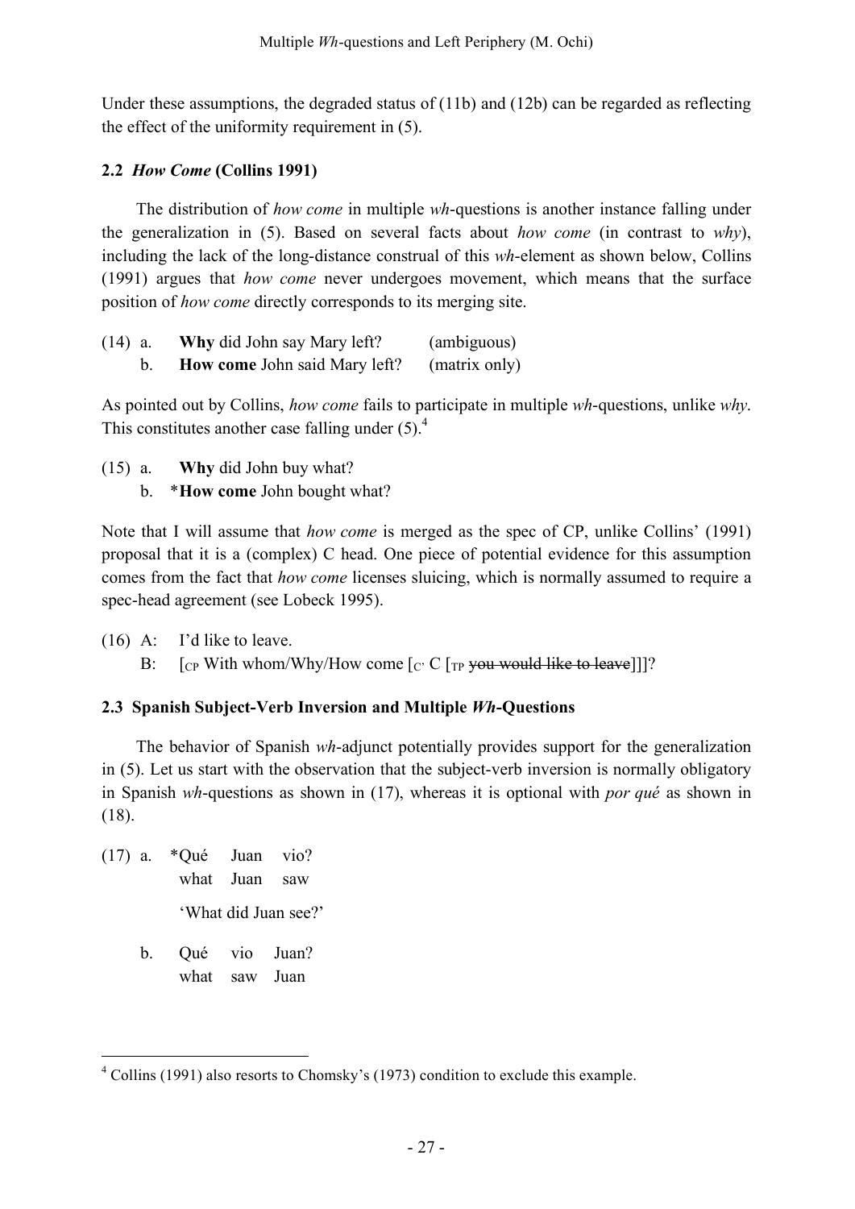Under these assumptions, the degraded status of (11b) and (12b) can be regarded as reflecting the effect of the uniformity requirement in (5).

### 2.2 *How Come* (Collins 1991)

The distribution of *how come* in multiple *wh*-questions is another instance falling under the generalization in (5). Based on several facts about *how come* (in contrast to *why*), including the lack of the long-distance construal of this *wh*-element as shown below, Collins (1991) argues that *how come* never undergoes movement, which means that the surface position of *how come* directly corresponds to its merging site.

(14) a. **Why** did John say Mary left? (ambiguous)
b. **How come** John said Mary left? (matrix only)

As pointed out by Collins, *how come* fails to participate in multiple *wh*-questions, unlike *why*. This constitutes another case falling under (5).[4]

(15) a. **Why** did John buy what?
b. ***How come** John bought what?

Note that I will assume that *how come* is merged as the spec of CP, unlike Collins' (1991) proposal that it is a (complex) C head. One piece of potential evidence for this assumption comes from the fact that *how come* licenses sluicing, which is normally assumed to require a spec-head agreement (see Lobeck 1995).

(16) A: I'd like to leave.
B: [$_{CP}$ With whom/Why/How come [$_{C'}$ C [$_{TP}$ ~~you would like to leave~~]]]?

### 2.3 Spanish Subject-Verb Inversion and Multiple *Wh*-Questions

The behavior of Spanish *wh*-adjunct potentially provides support for the generalization in (5). Let us start with the observation that the subject-verb inversion is normally obligatory in Spanish *wh*-questions as shown in (17), whereas it is optional with *por qué* as shown in (18).

(17) a. *Qué Juan vio?
what Juan saw
'What did Juan see?'

b. Qué vio Juan?
what saw Juan

---

[4] Collins (1991) also resorts to Chomsky's (1973) condition to exclude this example.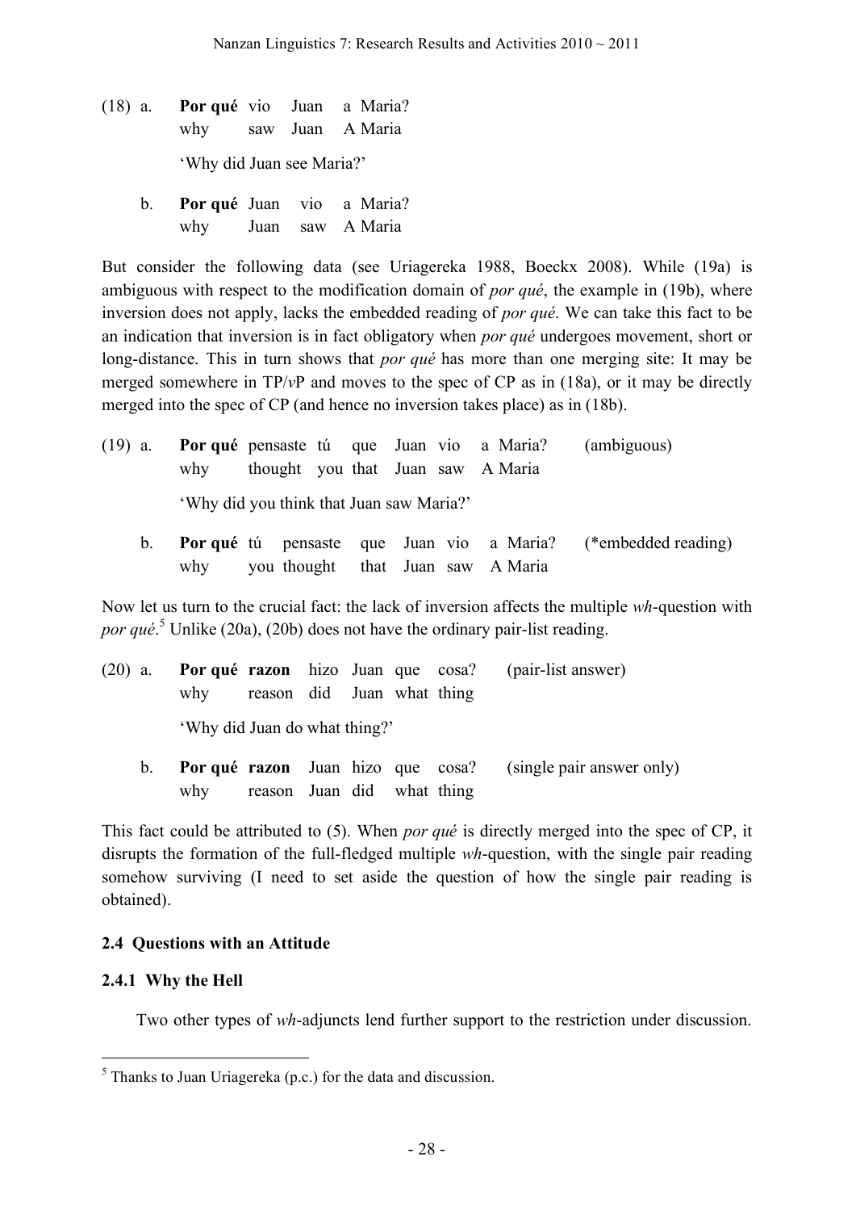(18) a. **Por qué** vio Juan a Maria?
   why saw Juan A Maria
   'Why did Juan see Maria?'

  b. **Por qué** Juan vio a Maria?
   why Juan saw A Maria

But consider the following data (see Uriagereka 1988, Boeckx 2008). While (19a) is ambiguous with respect to the modification domain of *por qué*, the example in (19b), where inversion does not apply, lacks the embedded reading of *por qué*. We can take this fact to be an indication that inversion is in fact obligatory when *por qué* undergoes movement, short or long-distance. This in turn shows that *por qué* has more than one merging site: It may be merged somewhere in TP/*v*P and moves to the spec of CP as in (18a), or it may be directly merged into the spec of CP (and hence no inversion takes place) as in (18b).

(19) a. **Por qué** pensaste tú que Juan vio a Maria? (ambiguous)
   why thought you that Juan saw A Maria
   'Why did you think that Juan saw Maria?'

  b. **Por qué** tú pensaste que Juan vio a Maria? (*embedded reading)
   why you thought that Juan saw A Maria

Now let us turn to the crucial fact: the lack of inversion affects the multiple *wh*-question with *por qué*.[5] Unlike (20a), (20b) does not have the ordinary pair-list reading.

(20) a. **Por qué razon** hizo Juan que cosa? (pair-list answer)
   why reason did Juan what thing
   'Why did Juan do what thing?'

  b. **Por qué razon** Juan hizo que cosa? (single pair answer only)
   why reason Juan did what thing

This fact could be attributed to (5). When *por qué* is directly merged into the spec of CP, it disrupts the formation of the full-fledged multiple *wh*-question, with the single pair reading somehow surviving (I need to set aside the question of how the single pair reading is obtained).

### 2.4 Questions with an Attitude

#### 2.4.1 Why the Hell

Two other types of *wh*-adjuncts lend further support to the restriction under discussion.

[5] Thanks to Juan Uriagereka (p.c.) for the data and discussion.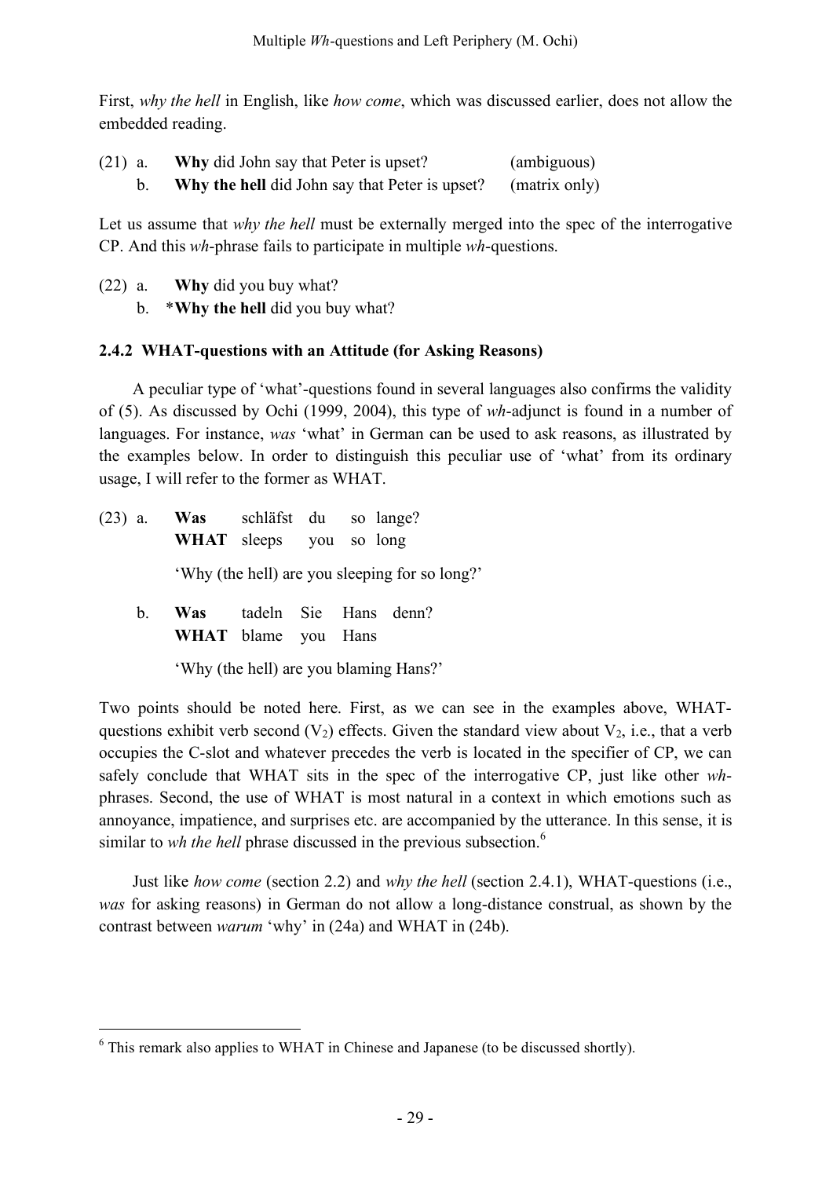First, *why the hell* in English, like *how come*, which was discussed earlier, does not allow the embedded reading.

(21) a. **Why** did John say that Peter is upset? (ambiguous)
b. **Why the hell** did John say that Peter is upset? (matrix only)

Let us assume that *why the hell* must be externally merged into the spec of the interrogative CP. And this *wh*-phrase fails to participate in multiple *wh*-questions.

(22) a. **Why** did you buy what?
b. \***Why the hell** did you buy what?

### 2.4.2 WHAT-questions with an Attitude (for Asking Reasons)

A peculiar type of 'what'-questions found in several languages also confirms the validity of (5). As discussed by Ochi (1999, 2004), this type of *wh*-adjunct is found in a number of languages. For instance, *was* 'what' in German can be used to ask reasons, as illustrated by the examples below. In order to distinguish this peculiar use of 'what' from its ordinary usage, I will refer to the former as WHAT.

(23) a. **Was** schläfst du so lange?
**WHAT** sleeps you so long
'Why (the hell) are you sleeping for so long?'

b. **Was** tadeln Sie Hans denn?
**WHAT** blame you Hans
'Why (the hell) are you blaming Hans?'

Two points should be noted here. First, as we can see in the examples above, WHAT-questions exhibit verb second ($V_2$) effects. Given the standard view about $V_2$, i.e., that a verb occupies the C-slot and whatever precedes the verb is located in the specifier of CP, we can safely conclude that WHAT sits in the spec of the interrogative CP, just like other *wh*-phrases. Second, the use of WHAT is most natural in a context in which emotions such as annoyance, impatience, and surprises etc. are accompanied by the utterance. In this sense, it is similar to *wh the hell* phrase discussed in the previous subsection.[6]

Just like *how come* (section 2.2) and *why the hell* (section 2.4.1), WHAT-questions (i.e., *was* for asking reasons) in German do not allow a long-distance construal, as shown by the contrast between *warum* 'why' in (24a) and WHAT in (24b).

---

[6] This remark also applies to WHAT in Chinese and Japanese (to be discussed shortly).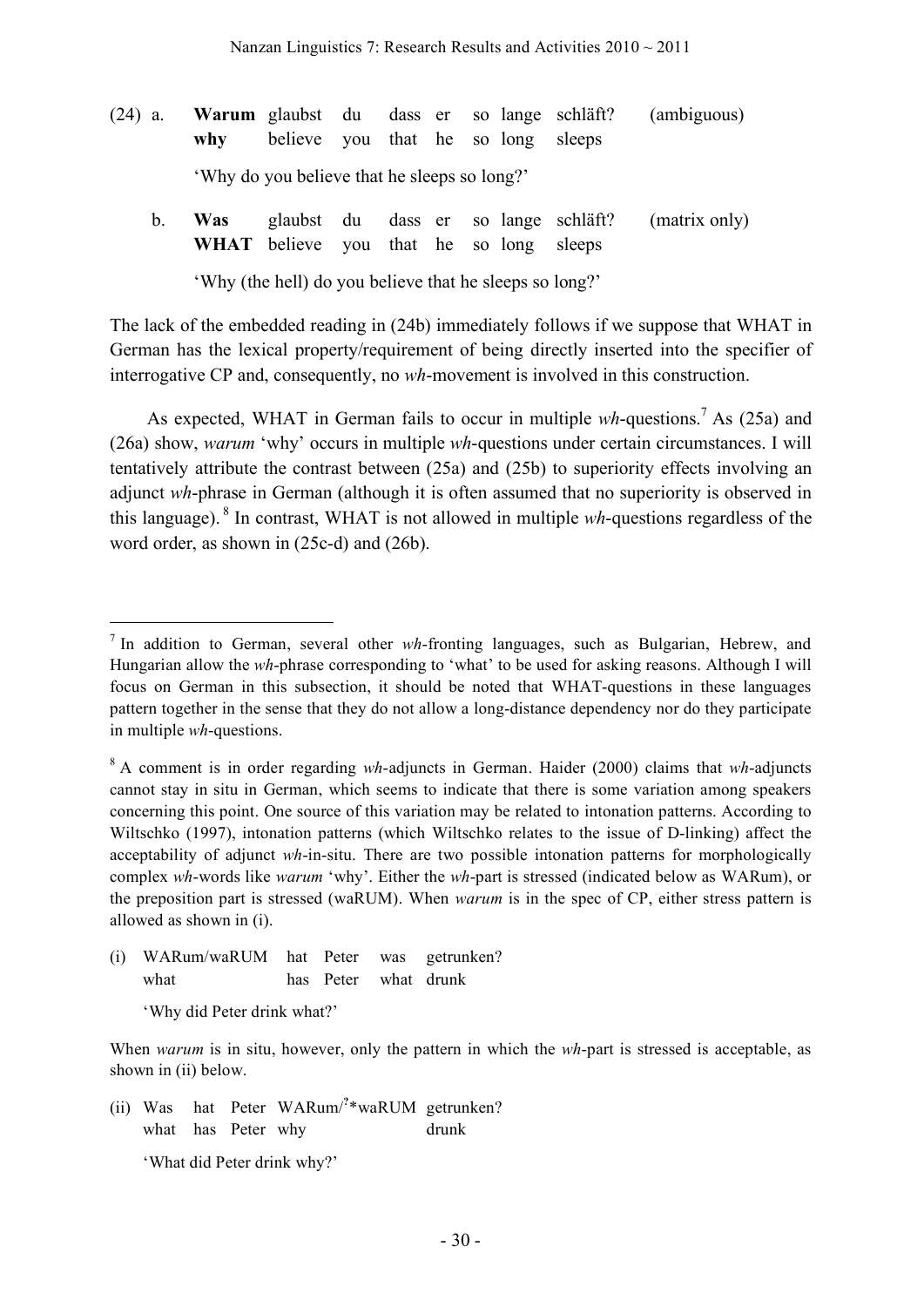(24) a. **Warum** glaubst du dass er so lange schläft? (ambiguous)
**why** believe you that he so long sleeps

'Why do you believe that he sleeps so long?'

b. **Was** glaubst du dass er so lange schläft? (matrix only)
**WHAT** believe you that he so long sleeps

'Why (the hell) do you believe that he sleeps so long?'

The lack of the embedded reading in (24b) immediately follows if we suppose that WHAT in German has the lexical property/requirement of being directly inserted into the specifier of interrogative CP and, consequently, no *wh*-movement is involved in this construction.

As expected, WHAT in German fails to occur in multiple *wh*-questions.[7] As (25a) and (26a) show, *warum* 'why' occurs in multiple *wh*-questions under certain circumstances. I will tentatively attribute the contrast between (25a) and (25b) to superiority effects involving an adjunct *wh*-phrase in German (although it is often assumed that no superiority is observed in this language).[8] In contrast, WHAT is not allowed in multiple *wh*-questions regardless of the word order, as shown in (25c-d) and (26b).

---

[7] In addition to German, several other *wh*-fronting languages, such as Bulgarian, Hebrew, and Hungarian allow the *wh*-phrase corresponding to 'what' to be used for asking reasons. Although I will focus on German in this subsection, it should be noted that WHAT-questions in these languages pattern together in the sense that they do not allow a long-distance dependency nor do they participate in multiple *wh*-questions.

[8] A comment is in order regarding *wh*-adjuncts in German. Haider (2000) claims that *wh*-adjuncts cannot stay in situ in German, which seems to indicate that there is some variation among speakers concerning this point. One source of this variation may be related to intonation patterns. According to Wiltschko (1997), intonation patterns (which Wiltschko relates to the issue of D-linking) affect the acceptability of adjunct *wh*-in-situ. There are two possible intonation patterns for morphologically complex *wh*-words like *warum* 'why'. Either the *wh*-part is stressed (indicated below as WARum), or the preposition part is stressed (waRUM). When *warum* is in the spec of CP, either stress pattern is allowed as shown in (i).

(i) WARum/waRUM hat Peter was getrunken?
what has Peter what drunk

'Why did Peter drink what?'

When *warum* is in situ, however, only the pattern in which the *wh*-part is stressed is acceptable, as shown in (ii) below.

(ii) Was hat Peter WARum/?*waRUM getrunken?
what has Peter why drunk

'What did Peter drink why?'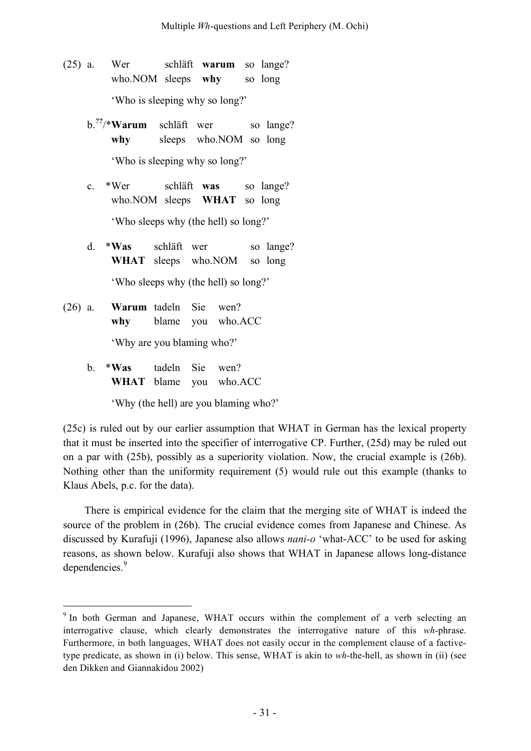(25) a. Wer schläft **warum** so lange?
who.NOM sleeps **why** so long
'Who is sleeping why so long?'

b. ??/\***Warum** schläft wer so lange?
**why** sleeps who.NOM so long
'Who is sleeping why so long?'

c. \*Wer schläft **was** so lange?
who.NOM sleeps **WHAT** so long
'Who sleeps why (the hell) so long?'

d. \***Was** schläft wer so lange?
**WHAT** sleeps who.NOM so long
'Who sleeps why (the hell) so long?'

(26) a. **Warum** tadeln Sie wen?
**why** blame you who.ACC
'Why are you blaming who?'

b. \***Was** tadeln Sie wen?
**WHAT** blame you who.ACC
'Why (the hell) are you blaming who?'

(25c) is ruled out by our earlier assumption that WHAT in German has the lexical property that it must be inserted into the specifier of interrogative CP. Further, (25d) may be ruled out on a par with (25b), possibly as a superiority violation. Now, the crucial example is (26b). Nothing other than the uniformity requirement (5) would rule out this example (thanks to Klaus Abels, p.c. for the data).

There is empirical evidence for the claim that the merging site of WHAT is indeed the source of the problem in (26b). The crucial evidence comes from Japanese and Chinese. As discussed by Kurafuji (1996), Japanese also allows *nani-o* 'what-ACC' to be used for asking reasons, as shown below. Kurafuji also shows that WHAT in Japanese allows long-distance dependencies.[9]

[9] In both German and Japanese, WHAT occurs within the complement of a verb selecting an interrogative clause, which clearly demonstrates the interrogative nature of this *wh*-phrase. Furthermore, in both languages, WHAT does not easily occur in the complement clause of a factive-type predicate, as shown in (i) below. This sense, WHAT is akin to *wh*-the-hell, as shown in (ii) (see den Dikken and Giannakidou 2002)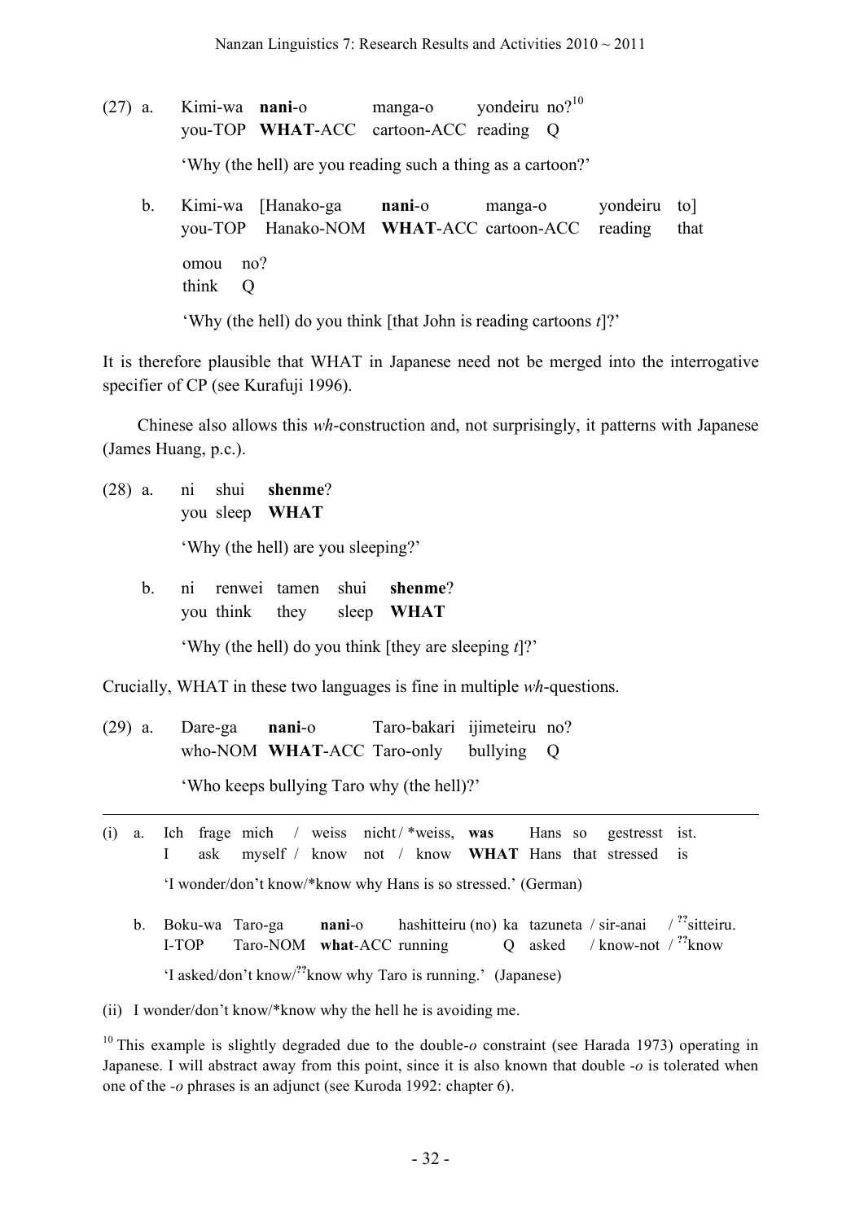(27) a. Kimi-wa **nani**-o manga-o yondeiru no?[10]
you-TOP **WHAT**-ACC cartoon-ACC reading Q

'Why (the hell) are you reading such a thing as a cartoon?'

b. Kimi-wa [Hanako-ga **nani**-o manga-o yondeiru to]
you-TOP Hanako-NOM **WHAT**-ACC cartoon-ACC reading that

omou no?
think Q

'Why (the hell) do you think [that John is reading cartoons *t*]?'

It is therefore plausible that WHAT in Japanese need not be merged into the interrogative specifier of CP (see Kurafuji 1996).

Chinese also allows this *wh*-construction and, not surprisingly, it patterns with Japanese (James Huang, p.c.).

(28) a. ni shui **shenme**?
you sleep **WHAT**

'Why (the hell) are you sleeping?'

b. ni renwei tamen shui **shenme**?
you think they sleep **WHAT**

'Why (the hell) do you think [they are sleeping *t*]?'

Crucially, WHAT in these two languages is fine in multiple *wh*-questions.

(29) a. Dare-ga **nani**-o Taro-bakari ijimeteiru no?
who-NOM **WHAT**-ACC Taro-only bullying Q

'Who keeps bullying Taro why (the hell)?'

---

(i) a. Ich frage mich / weiss nicht / \*weiss, **was** Hans so gestresst ist.
I ask myself / know not / know **WHAT** Hans that stressed is

'I wonder/don't know/\*know why Hans is so stressed.' (German)

b. Boku-wa Taro-ga **nani**-o hashitteiru (no) ka tazuneta / sir-anai / ??sitteiru.
I-TOP Taro-NOM **what**-ACC running Q asked / know-not / ??know

'I asked/don't know/??know why Taro is running.' (Japanese)

(ii) I wonder/don't know/\*know why the hell he is avoiding me.

[10] This example is slightly degraded due to the double-*o* constraint (see Harada 1973) operating in Japanese. I will abstract away from this point, since it is also known that double -*o* is tolerated when one of the -*o* phrases is an adjunct (see Kuroda 1992: chapter 6).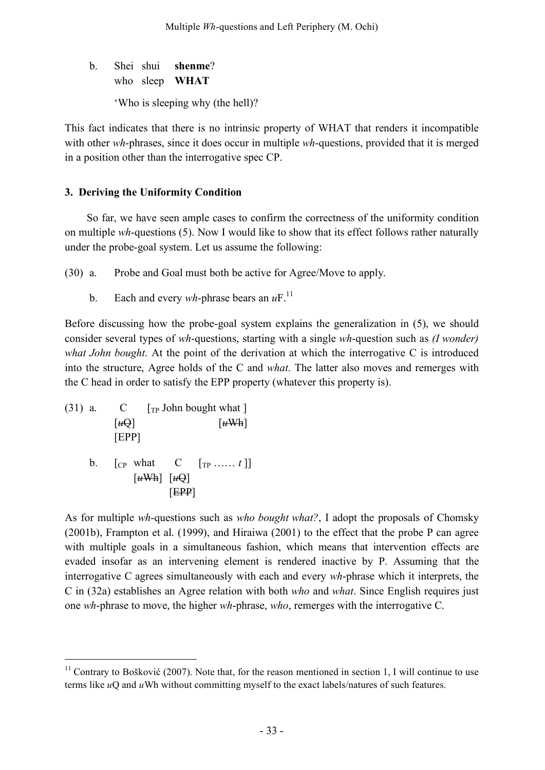b. Shei shui **shenme**?
   who sleep **WHAT**

   'Who is sleeping why (the hell)?

This fact indicates that there is no intrinsic property of WHAT that renders it incompatible with other *wh*-phrases, since it does occur in multiple *wh*-questions, provided that it is merged in a position other than the interrogative spec CP.

### 3. Deriving the Uniformity Condition

So far, we have seen ample cases to confirm the correctness of the uniformity condition on multiple *wh*-questions (5). Now I would like to show that its effect follows rather naturally under the probe-goal system. Let us assume the following:

(30) a. Probe and Goal must both be active for Agree/Move to apply.

b. Each and every *wh*-phrase bears an *u*F.[11]

Before discussing how the probe-goal system explains the generalization in (5), we should consider several types of *wh*-questions, starting with a single *wh*-question such as *(I wonder) what John bought*. At the point of the derivation at which the interrogative C is introduced into the structure, Agree holds of the C and *what*. The latter also moves and remerges with the C head in order to satisfy the EPP property (whatever this property is).

(31) a. C [$_{TP}$ John bought what ]
   [~~*u*Q~~] [~~*u*Wh~~]
   [EPP]

b. [$_{CP}$ what C [$_{TP}$ …… *t* ]]
   [~~*u*Wh~~] [~~*u*Q~~]
   [~~EPP~~]

As for multiple *wh*-questions such as *who bought what?*, I adopt the proposals of Chomsky (2001b), Frampton et al. (1999), and Hiraiwa (2001) to the effect that the probe P can agree with multiple goals in a simultaneous fashion, which means that intervention effects are evaded insofar as an intervening element is rendered inactive by P. Assuming that the interrogative C agrees simultaneously with each and every *wh*-phrase which it interprets, the C in (32a) establishes an Agree relation with both *who* and *what*. Since English requires just one *wh*-phrase to move, the higher *wh*-phrase, *who*, remerges with the interrogative C.

---

[11] Contrary to Bošković (2007). Note that, for the reason mentioned in section 1, I will continue to use terms like *u*Q and *u*Wh without committing myself to the exact labels/natures of such features.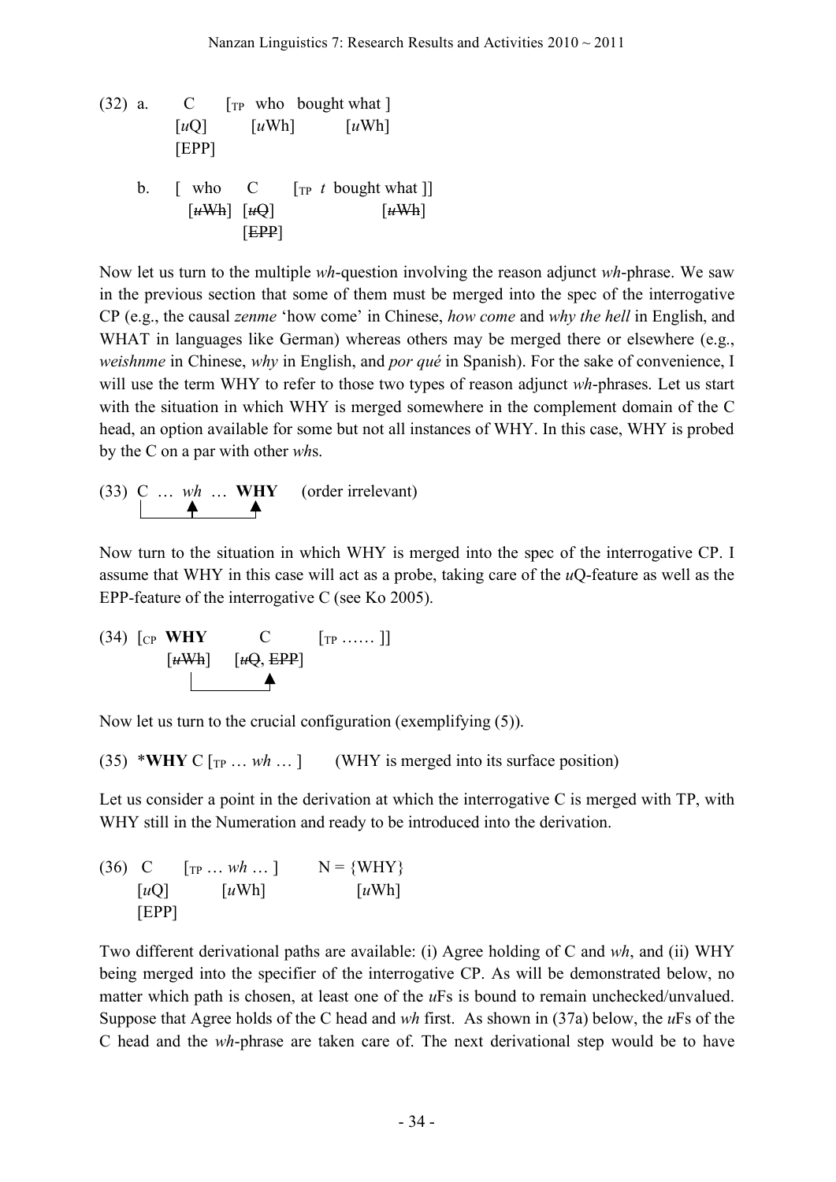(32) a. C [$_{TP}$ who bought what ]
[*u*Q] [*u*Wh] [*u*Wh]
[EPP]

b. [ who C [$_{TP}$ *t* bought what ]]
[~~*u*Wh~~] [~~*u*Q~~] [~~*u*Wh~~]
[~~EPP~~]

Now let us turn to the multiple *wh*-question involving the reason adjunct *wh*-phrase. We saw in the previous section that some of them must be merged into the spec of the interrogative CP (e.g., the causal *zenme* 'how come' in Chinese, *how come* and *why the hell* in English, and WHAT in languages like German) whereas others may be merged there or elsewhere (e.g., *weishnme* in Chinese, *why* in English, and *por qué* in Spanish). For the sake of convenience, I will use the term WHY to refer to those two types of reason adjunct *wh*-phrases. Let us start with the situation in which WHY is merged somewhere in the complement domain of the C head, an option available for some but not all instances of WHY. In this case, WHY is probed by the C on a par with other *wh*s.

(33) C … *wh* … **WHY** (order irrelevant)

Now turn to the situation in which WHY is merged into the spec of the interrogative CP. I assume that WHY in this case will act as a probe, taking care of the *u*Q-feature as well as the EPP-feature of the interrogative C (see Ko 2005).

(34) [$_{CP}$ **WHY** C [$_{TP}$ …… ]]
[~~*u*Wh~~] [~~*u*Q~~, ~~EPP~~]

Now let us turn to the crucial configuration (exemplifying (5)).

(35) \***WHY** C [$_{TP}$ … *wh* … ] (WHY is merged into its surface position)

Let us consider a point in the derivation at which the interrogative C is merged with TP, with WHY still in the Numeration and ready to be introduced into the derivation.

(36) C [$_{TP}$ … *wh* … ] N = {WHY}
[*u*Q] [*u*Wh] [*u*Wh]
[EPP]

Two different derivational paths are available: (i) Agree holding of C and *wh*, and (ii) WHY being merged into the specifier of the interrogative CP. As will be demonstrated below, no matter which path is chosen, at least one of the *u*Fs is bound to remain unchecked/unvalued. Suppose that Agree holds of the C head and *wh* first. As shown in (37a) below, the *u*Fs of the C head and the *wh*-phrase are taken care of. The next derivational step would be to have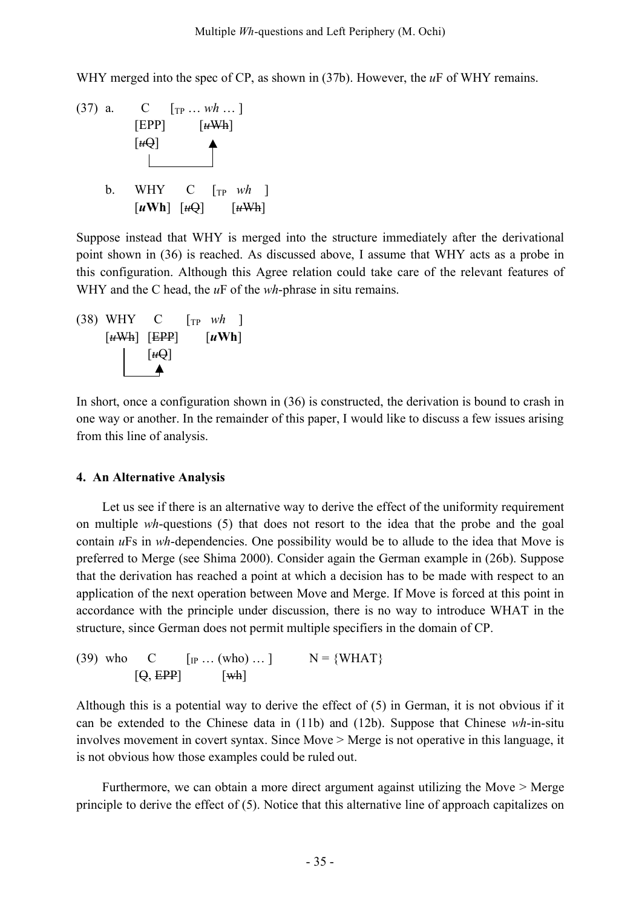WHY merged into the spec of CP, as shown in (37b). However, the *u*F of WHY remains.

```
(37) a.    C      [TP … wh … ]
           [EPP]       [~~uWh~~]
           [~~uQ~~]        ▲
            |______________|

     b.    WHY     C      [TP  wh  ]
           [uWh]  [~~uQ~~]      [~~uWh~~]
```

Suppose instead that WHY is merged into the structure immediately after the derivational point shown in (36) is reached. As discussed above, I assume that WHY acts as a probe in this configuration. Although this Agree relation could take care of the relevant features of WHY and the C head, the *u*F of the *wh*-phrase in situ remains.

```
(38) WHY     C      [TP  wh  ]
     [~~uWh~~] [~~EPP~~]     [uWh]
     |      [~~uQ~~]
     |_______▲
```

In short, once a configuration shown in (36) is constructed, the derivation is bound to crash in one way or another. In the remainder of this paper, I would like to discuss a few issues arising from this line of analysis.

## 4. An Alternative Analysis

Let us see if there is an alternative way to derive the effect of the uniformity requirement on multiple *wh*-questions (5) that does not resort to the idea that the probe and the goal contain *u*Fs in *wh*-dependencies. One possibility would be to allude to the idea that Move is preferred to Merge (see Shima 2000). Consider again the German example in (26b). Suppose that the derivation has reached a point at which a decision has to be made with respect to an application of the next operation between Move and Merge. If Move is forced at this point in accordance with the principle under discussion, there is no way to introduce WHAT in the structure, since German does not permit multiple specifiers in the domain of CP.

```
(39) who     C         [IP … (who) … ]       N = {WHAT}
             [Q, ~~EPP~~]          [~~wh~~]
```

Although this is a potential way to derive the effect of (5) in German, it is not obvious if it can be extended to the Chinese data in (11b) and (12b). Suppose that Chinese *wh*-in-situ involves movement in covert syntax. Since Move > Merge is not operative in this language, it is not obvious how those examples could be ruled out.

Furthermore, we can obtain a more direct argument against utilizing the Move > Merge principle to derive the effect of (5). Notice that this alternative line of approach capitalizes on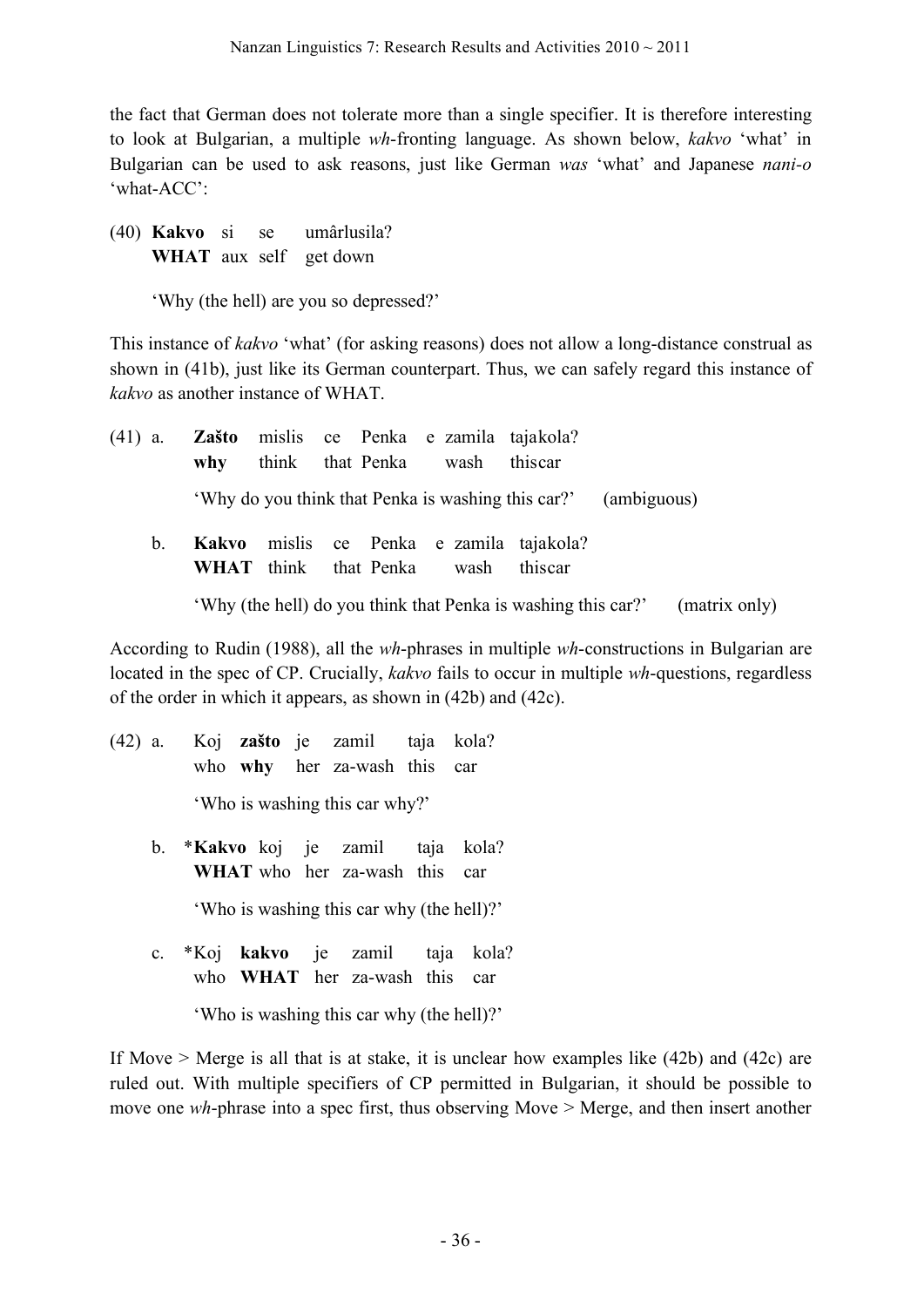the fact that German does not tolerate more than a single specifier. It is therefore interesting to look at Bulgarian, a multiple *wh*-fronting language. As shown below, *kakvo* 'what' in Bulgarian can be used to ask reasons, just like German *was* 'what' and Japanese *nani-o* 'what-ACC':

(40) **Kakvo** si se umârlusila?
 **WHAT** aux self get down

 'Why (the hell) are you so depressed?'

This instance of *kakvo* 'what' (for asking reasons) does not allow a long-distance construal as shown in (41b), just like its German counterpart. Thus, we can safely regard this instance of *kakvo* as another instance of WHAT.

(41) a. **Zašto** mislis ce Penka e zamila tajakola?
 **why** think that Penka wash thiscar

 'Why do you think that Penka is washing this car?' (ambiguous)

 b. **Kakvo** mislis ce Penka e zamila tajakola?
 **WHAT** think that Penka wash thiscar

 'Why (the hell) do you think that Penka is washing this car?' (matrix only)

According to Rudin (1988), all the *wh*-phrases in multiple *wh*-constructions in Bulgarian are located in the spec of CP. Crucially, *kakvo* fails to occur in multiple *wh*-questions, regardless of the order in which it appears, as shown in (42b) and (42c).

(42) a. Koj **zašto** je zamil taja kola?
 who **why** her za-wash this car

 'Who is washing this car why?'

 b. \***Kakvo** koj je zamil taja kola?
 **WHAT** who her za-wash this car

 'Who is washing this car why (the hell)?'

 c. \*Koj **kakvo** je zamil taja kola?
 who **WHAT** her za-wash this car

 'Who is washing this car why (the hell)?'

If Move > Merge is all that is at stake, it is unclear how examples like (42b) and (42c) are ruled out. With multiple specifiers of CP permitted in Bulgarian, it should be possible to move one *wh*-phrase into a spec first, thus observing Move > Merge, and then insert another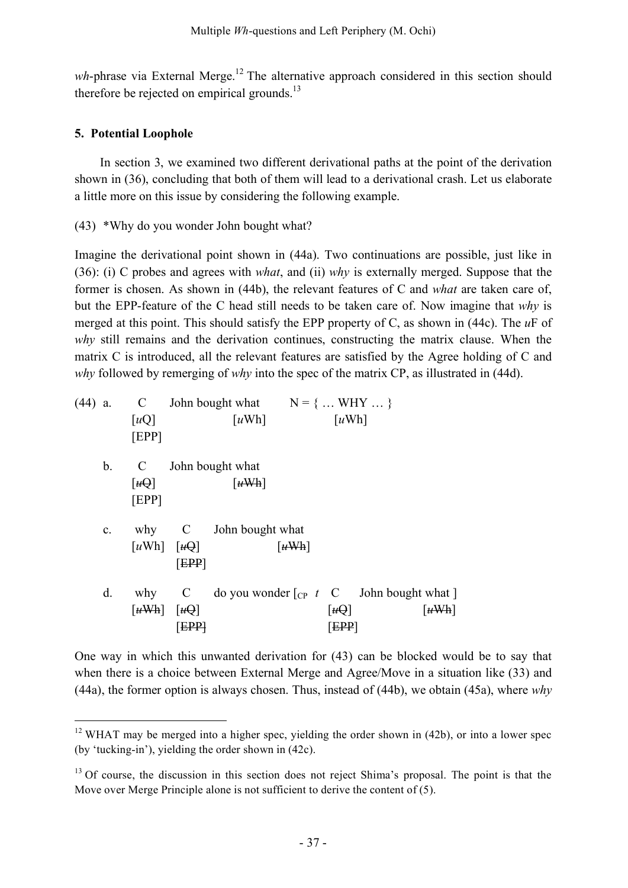*wh*-phrase via External Merge.[12] The alternative approach considered in this section should therefore be rejected on empirical grounds.[13]

## 5. Potential Loophole

In section 3, we examined two different derivational paths at the point of the derivation shown in (36), concluding that both of them will lead to a derivational crash. Let us elaborate a little more on this issue by considering the following example.

(43) \*Why do you wonder John bought what?

Imagine the derivational point shown in (44a). Two continuations are possible, just like in (36): (i) C probes and agrees with *what*, and (ii) *why* is externally merged. Suppose that the former is chosen. As shown in (44b), the relevant features of C and *what* are taken care of, but the EPP-feature of the C head still needs to be taken care of. Now imagine that *why* is merged at this point. This should satisfy the EPP property of C, as shown in (44c). The *u*F of *why* still remains and the derivation continues, constructing the matrix clause. When the matrix C is introduced, all the relevant features are satisfied by the Agree holding of C and *why* followed by remerging of *why* into the spec of the matrix CP, as illustrated in (44d).

(44) a. C [*u*Q] [EPP] John bought what [*u*Wh] N = { … WHY … } [*u*Wh]

b. C [~~*u*Q~~] [EPP] John bought what [~~*u*Wh~~]

c. why [*u*Wh] C [~~*u*Q~~] [~~EPP~~] John bought what [~~*u*Wh~~]

d. why [~~*u*Wh~~] C [~~*u*Q~~] [~~EPP~~] do you wonder [$_{CP}$ *t* C [~~*u*Q~~] [~~EPP~~] John bought what ] [~~*u*Wh~~]

One way in which this unwanted derivation for (43) can be blocked would be to say that when there is a choice between External Merge and Agree/Move in a situation like (33) and (44a), the former option is always chosen. Thus, instead of (44b), we obtain (45a), where *why*

---

[12] WHAT may be merged into a higher spec, yielding the order shown in (42b), or into a lower spec (by 'tucking-in'), yielding the order shown in (42c).

[13] Of course, the discussion in this section does not reject Shima's proposal. The point is that the Move over Merge Principle alone is not sufficient to derive the content of (5).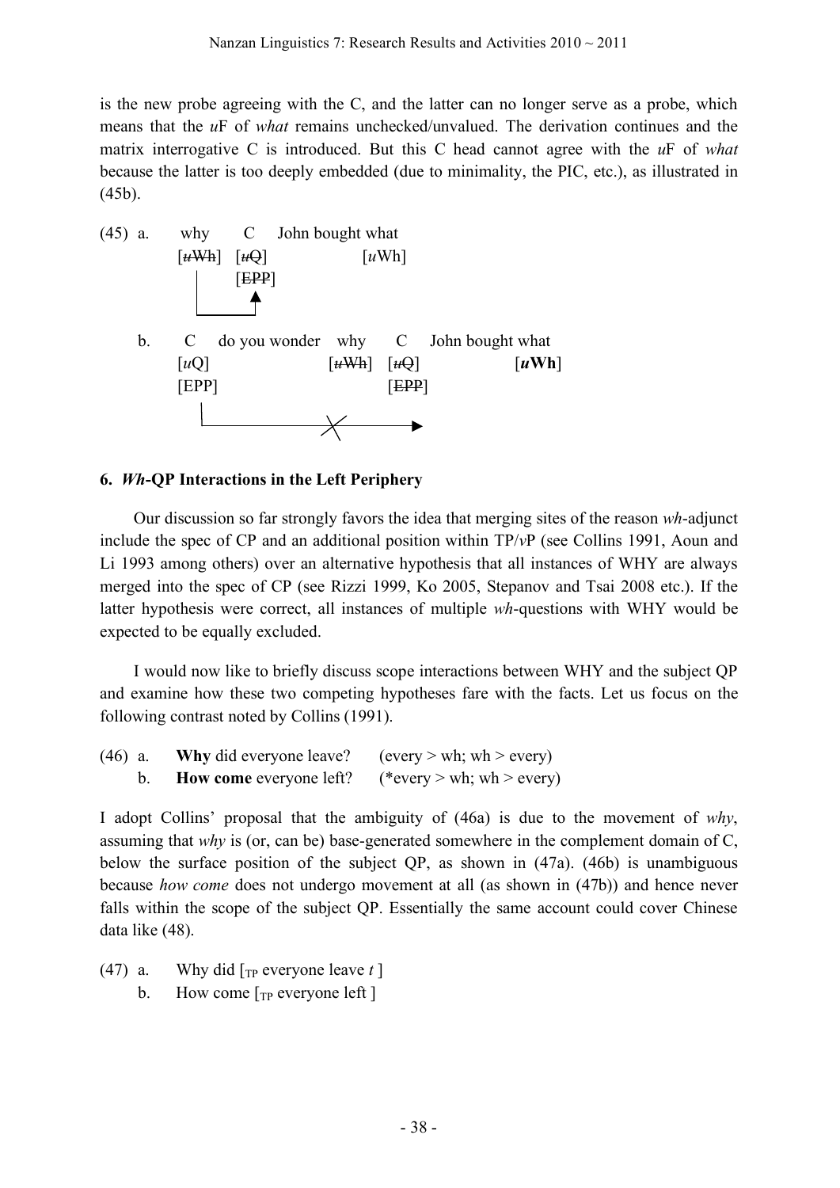is the new probe agreeing with the C, and the latter can no longer serve as a probe, which means that the *u*F of *what* remains unchecked/unvalued. The derivation continues and the matrix interrogative C is introduced. But this C head cannot agree with the *u*F of *what* because the latter is too deeply embedded (due to minimality, the PIC, etc.), as illustrated in (45b).

(45) a. why C John bought what
[~~*u*Wh~~] [~~*u*Q~~] [*u*Wh]
[~~EPP~~]

b. C do you wonder why C John bought what
[*u*Q] [~~*u*Wh~~] [~~*u*Q~~] [***u*Wh**]
[EPP] [~~EPP~~]

## 6. *Wh*-QP Interactions in the Left Periphery

Our discussion so far strongly favors the idea that merging sites of the reason *wh*-adjunct include the spec of CP and an additional position within TP/*v*P (see Collins 1991, Aoun and Li 1993 among others) over an alternative hypothesis that all instances of WHY are always merged into the spec of CP (see Rizzi 1999, Ko 2005, Stepanov and Tsai 2008 etc.). If the latter hypothesis were correct, all instances of multiple *wh*-questions with WHY would be expected to be equally excluded.

I would now like to briefly discuss scope interactions between WHY and the subject QP and examine how these two competing hypotheses fare with the facts. Let us focus on the following contrast noted by Collins (1991).

(46) a. **Why** did everyone leave? (every > wh; wh > every)
b. **How come** everyone left? (*every > wh; wh > every)

I adopt Collins' proposal that the ambiguity of (46a) is due to the movement of *why*, assuming that *why* is (or, can be) base-generated somewhere in the complement domain of C, below the surface position of the subject QP, as shown in (47a). (46b) is unambiguous because *how come* does not undergo movement at all (as shown in (47b)) and hence never falls within the scope of the subject QP. Essentially the same account could cover Chinese data like (48).

(47) a. Why did [$_{TP}$ everyone leave *t* ]
b. How come [$_{TP}$ everyone left ]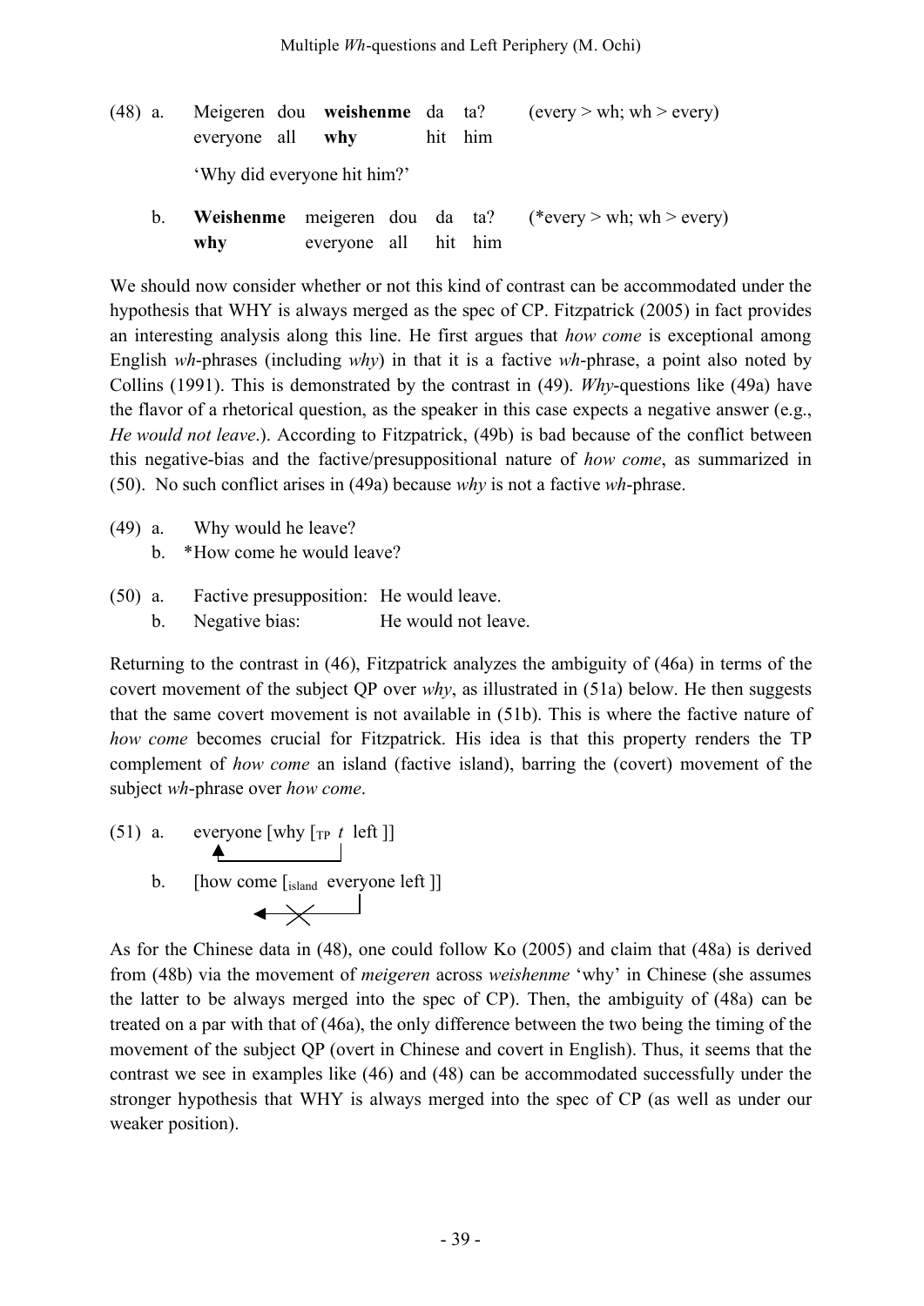(48) a. Meigeren dou **weishenme** da ta? (every > wh; wh > every)
everyone all **why** hit him
'Why did everyone hit him?'

b. **Weishenme** meigeren dou da ta? (*every > wh; wh > every)
**why** everyone all hit him

We should now consider whether or not this kind of contrast can be accommodated under the hypothesis that WHY is always merged as the spec of CP. Fitzpatrick (2005) in fact provides an interesting analysis along this line. He first argues that *how come* is exceptional among English *wh*-phrases (including *why*) in that it is a factive *wh*-phrase, a point also noted by Collins (1991). This is demonstrated by the contrast in (49). *Why*-questions like (49a) have the flavor of a rhetorical question, as the speaker in this case expects a negative answer (e.g., *He would not leave*.). According to Fitzpatrick, (49b) is bad because of the conflict between this negative-bias and the factive/presuppositional nature of *how come*, as summarized in (50). No such conflict arises in (49a) because *why* is not a factive *wh*-phrase.

(49) a. Why would he leave?
b. *How come he would leave?

(50) a. Factive presupposition: He would leave.
b. Negative bias: He would not leave.

Returning to the contrast in (46), Fitzpatrick analyzes the ambiguity of (46a) in terms of the covert movement of the subject QP over *why*, as illustrated in (51a) below. He then suggests that the same covert movement is not available in (51b). This is where the factive nature of *how come* becomes crucial for Fitzpatrick. His idea is that this property renders the TP complement of *how come* an island (factive island), barring the (covert) movement of the subject *wh*-phrase over *how come*.

(51) a. everyone [why [$_{TP}$ *t* left ]]

b. [how come [$_{island}$ everyone left ]]

As for the Chinese data in (48), one could follow Ko (2005) and claim that (48a) is derived from (48b) via the movement of *meigeren* across *weishenme* 'why' in Chinese (she assumes the latter to be always merged into the spec of CP). Then, the ambiguity of (48a) can be treated on a par with that of (46a), the only difference between the two being the timing of the movement of the subject QP (overt in Chinese and covert in English). Thus, it seems that the contrast we see in examples like (46) and (48) can be accommodated successfully under the stronger hypothesis that WHY is always merged into the spec of CP (as well as under our weaker position).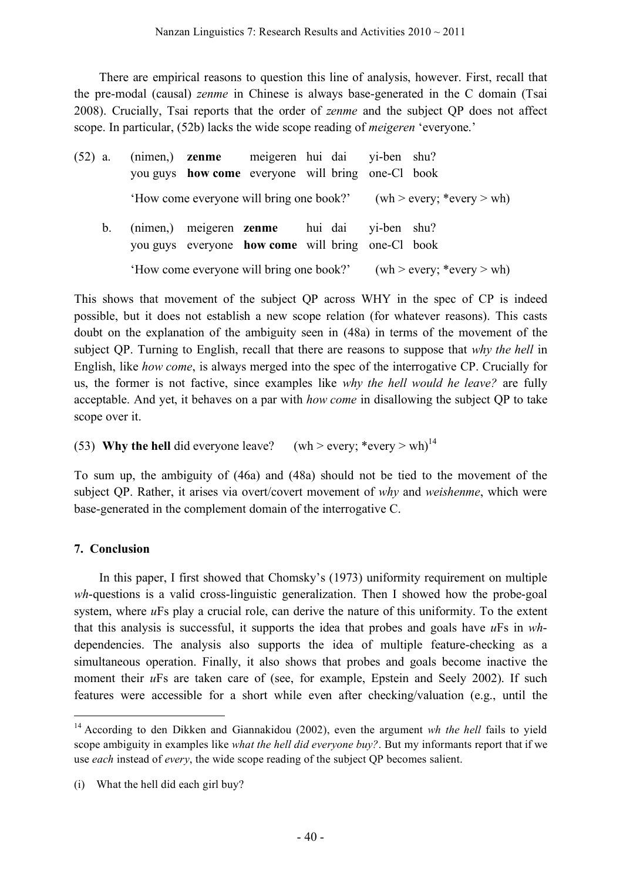There are empirical reasons to question this line of analysis, however. First, recall that the pre-modal (causal) *zenme* in Chinese is always base-generated in the C domain (Tsai 2008). Crucially, Tsai reports that the order of *zenme* and the subject QP does not affect scope. In particular, (52b) lacks the wide scope reading of *meigeren* 'everyone.'

(52) a. (nimen,) **zenme** meigeren hui dai yi-ben shu?
you guys **how come** everyone will bring one-Cl book
'How come everyone will bring one book?' (wh > every; *every > wh)

b. (nimen,) meigeren **zenme** hui dai yi-ben shu?
you guys everyone **how come** will bring one-Cl book
'How come everyone will bring one book?' (wh > every; *every > wh)

This shows that movement of the subject QP across WHY in the spec of CP is indeed possible, but it does not establish a new scope relation (for whatever reasons). This casts doubt on the explanation of the ambiguity seen in (48a) in terms of the movement of the subject QP. Turning to English, recall that there are reasons to suppose that *why the hell* in English, like *how come*, is always merged into the spec of the interrogative CP. Crucially for us, the former is not factive, since examples like *why the hell would he leave?* are fully acceptable. And yet, it behaves on a par with *how come* in disallowing the subject QP to take scope over it.

(53) **Why the hell** did everyone leave? (wh > every; *every > wh)[14]

To sum up, the ambiguity of (46a) and (48a) should not be tied to the movement of the subject QP. Rather, it arises via overt/covert movement of *why* and *weishenme*, which were base-generated in the complement domain of the interrogative C.

## 7. Conclusion

In this paper, I first showed that Chomsky's (1973) uniformity requirement on multiple *wh*-questions is a valid cross-linguistic generalization. Then I showed how the probe-goal system, where *u*Fs play a crucial role, can derive the nature of this uniformity. To the extent that this analysis is successful, it supports the idea that probes and goals have *u*Fs in *wh*-dependencies. The analysis also supports the idea of multiple feature-checking as a simultaneous operation. Finally, it also shows that probes and goals become inactive the moment their *u*Fs are taken care of (see, for example, Epstein and Seely 2002). If such features were accessible for a short while even after checking/valuation (e.g., until the

---

[14] According to den Dikken and Giannakidou (2002), even the argument *wh the hell* fails to yield scope ambiguity in examples like *what the hell did everyone buy?*. But my informants report that if we use *each* instead of *every*, the wide scope reading of the subject QP becomes salient.

(i) What the hell did each girl buy?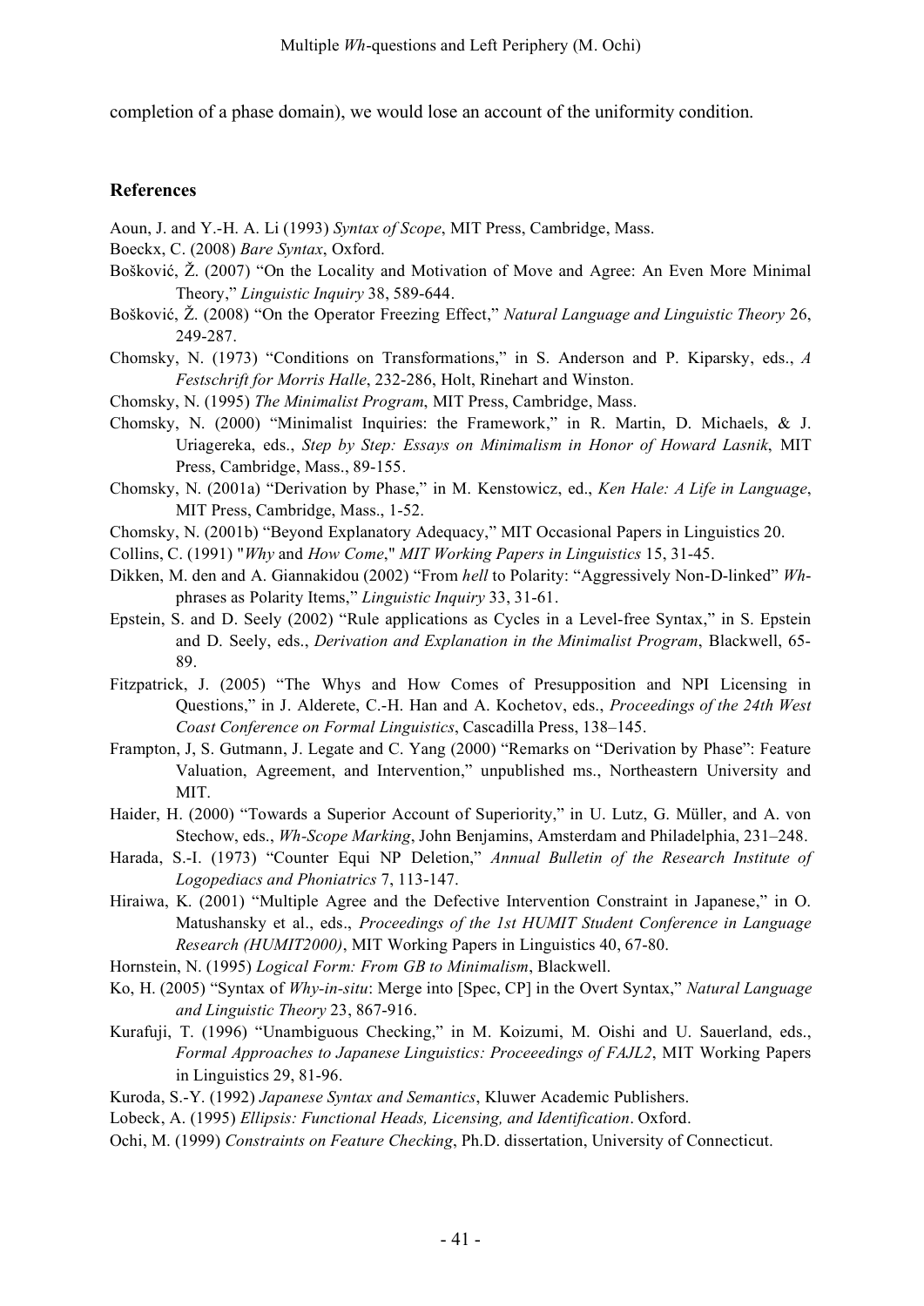completion of a phase domain), we would lose an account of the uniformity condition.

## References

Aoun, J. and Y.-H. A. Li (1993) *Syntax of Scope*, MIT Press, Cambridge, Mass.

Boeckx, C. (2008) *Bare Syntax*, Oxford.

Bošković, Ž. (2007) "On the Locality and Motivation of Move and Agree: An Even More Minimal Theory," *Linguistic Inquiry* 38, 589-644.

Bošković, Ž. (2008) "On the Operator Freezing Effect," *Natural Language and Linguistic Theory* 26, 249-287.

Chomsky, N. (1973) "Conditions on Transformations," in S. Anderson and P. Kiparsky, eds., *A Festschrift for Morris Halle*, 232-286, Holt, Rinehart and Winston.

Chomsky, N. (1995) *The Minimalist Program*, MIT Press, Cambridge, Mass.

Chomsky, N. (2000) "Minimalist Inquiries: the Framework," in R. Martin, D. Michaels, & J. Uriagereka, eds., *Step by Step: Essays on Minimalism in Honor of Howard Lasnik*, MIT Press, Cambridge, Mass., 89-155.

Chomsky, N. (2001a) "Derivation by Phase," in M. Kenstowicz, ed., *Ken Hale: A Life in Language*, MIT Press, Cambridge, Mass., 1-52.

Chomsky, N. (2001b) "Beyond Explanatory Adequacy," MIT Occasional Papers in Linguistics 20.

Collins, C. (1991) "*Why* and *How Come*," *MIT Working Papers in Linguistics* 15, 31-45.

Dikken, M. den and A. Giannakidou (2002) "From *hell* to Polarity: "Aggressively Non-D-linked" *Wh*-phrases as Polarity Items," *Linguistic Inquiry* 33, 31-61.

Epstein, S. and D. Seely (2002) "Rule applications as Cycles in a Level-free Syntax," in S. Epstein and D. Seely, eds., *Derivation and Explanation in the Minimalist Program*, Blackwell, 65-89.

Fitzpatrick, J. (2005) "The Whys and How Comes of Presupposition and NPI Licensing in Questions," in J. Alderete, C.-H. Han and A. Kochetov, eds., *Proceedings of the 24th West Coast Conference on Formal Linguistics*, Cascadilla Press, 138–145.

Frampton, J, S. Gutmann, J. Legate and C. Yang (2000) "Remarks on "Derivation by Phase": Feature Valuation, Agreement, and Intervention," unpublished ms., Northeastern University and MIT.

Haider, H. (2000) "Towards a Superior Account of Superiority," in U. Lutz, G. Müller, and A. von Stechow, eds., *Wh-Scope Marking*, John Benjamins, Amsterdam and Philadelphia, 231–248.

Harada, S.-I. (1973) "Counter Equi NP Deletion," *Annual Bulletin of the Research Institute of Logopediacs and Phoniatrics* 7, 113-147.

Hiraiwa, K. (2001) "Multiple Agree and the Defective Intervention Constraint in Japanese," in O. Matushansky et al., eds., *Proceedings of the 1st HUMIT Student Conference in Language Research (HUMIT2000)*, MIT Working Papers in Linguistics 40, 67-80.

Hornstein, N. (1995) *Logical Form: From GB to Minimalism*, Blackwell.

Ko, H. (2005) "Syntax of *Why-in-situ*: Merge into [Spec, CP] in the Overt Syntax," *Natural Language and Linguistic Theory* 23, 867-916.

Kurafuji, T. (1996) "Unambiguous Checking," in M. Koizumi, M. Oishi and U. Sauerland, eds., *Formal Approaches to Japanese Linguistics: Proceeedings of FAJL2*, MIT Working Papers in Linguistics 29, 81-96.

Kuroda, S.-Y. (1992) *Japanese Syntax and Semantics*, Kluwer Academic Publishers.

Lobeck, A. (1995) *Ellipsis: Functional Heads, Licensing, and Identification*. Oxford.

Ochi, M. (1999) *Constraints on Feature Checking*, Ph.D. dissertation, University of Connecticut.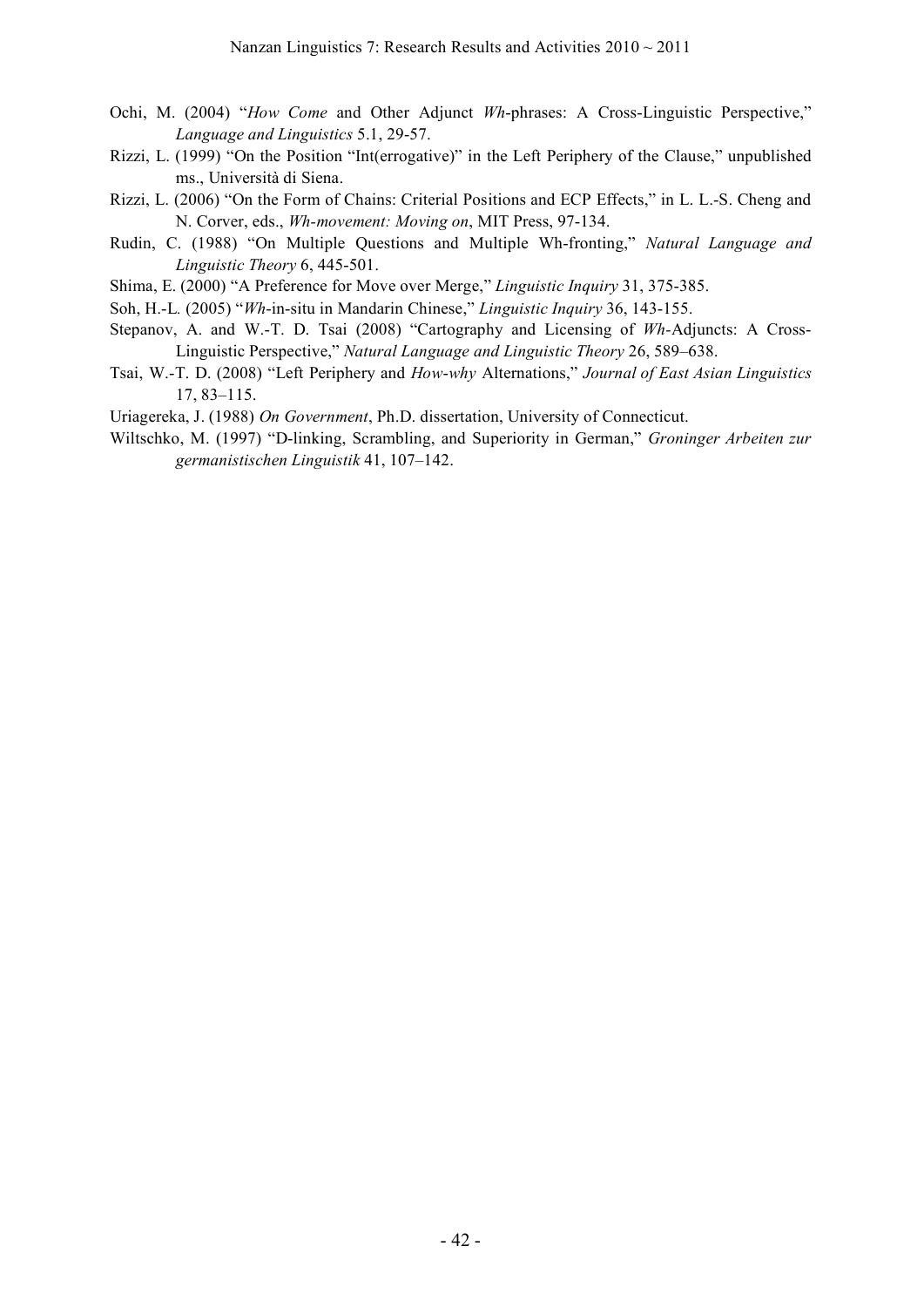Ochi, M. (2004) "*How Come* and Other Adjunct *Wh*-phrases: A Cross-Linguistic Perspective," *Language and Linguistics* 5.1, 29-57.

Rizzi, L. (1999) "On the Position "Int(errogative)" in the Left Periphery of the Clause," unpublished ms., Università di Siena.

Rizzi, L. (2006) "On the Form of Chains: Criterial Positions and ECP Effects," in L. L.-S. Cheng and N. Corver, eds., *Wh-movement: Moving on*, MIT Press, 97-134.

Rudin, C. (1988) "On Multiple Questions and Multiple Wh-fronting," *Natural Language and Linguistic Theory* 6, 445-501.

Shima, E. (2000) "A Preference for Move over Merge," *Linguistic Inquiry* 31, 375-385.

Soh, H.-L. (2005) "*Wh*-in-situ in Mandarin Chinese," *Linguistic Inquiry* 36, 143-155.

Stepanov, A. and W.-T. D. Tsai (2008) "Cartography and Licensing of *Wh*-Adjuncts: A Cross-Linguistic Perspective," *Natural Language and Linguistic Theory* 26, 589–638.

Tsai, W.-T. D. (2008) "Left Periphery and *How-why* Alternations," *Journal of East Asian Linguistics* 17, 83–115.

Uriagereka, J. (1988) *On Government*, Ph.D. dissertation, University of Connecticut.

Wiltschko, M. (1997) "D-linking, Scrambling, and Superiority in German," *Groninger Arbeiten zur germanistischen Linguistik* 41, 107–142.